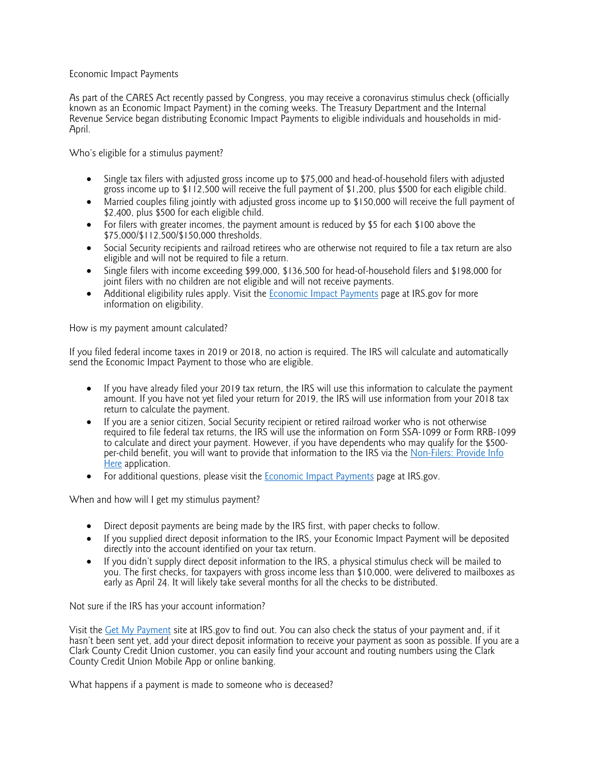# Economic Impact Payments

As part of the CARES Act recently passed by Congress, you may receive a coronavirus stimulus check (officially known as an Economic Impact Payment) in the coming weeks. The Treasury Department and the Internal Revenue Service began distributing Economic Impact Payments to eligible individuals and households in mid-April.

## Who's eligible for a stimulus payment?

- Single tax filers with adjusted gross income up to $75,000 and head-of-household filers with adjusted gross income up to $112,500 will receive the full payment of $1,200, plus $500 for each eligible child.
- Married couples filing jointly with adjusted gross income up to $150,000 will receive the full payment of $2,400, plus $500 for each eligible child.
- For filers with greater incomes, the payment amount is reduced by $5 for each $100 above the $75,000/$112,500/$150,000 thresholds.
- Social Security recipients and railroad retirees who are otherwise not required to file a tax return are also eligible and will not be required to file a return.
- Single filers with income exceeding $99,000, $136,500 for head-of-household filers and $198,000 for joint filers with no children are not eligible and will not receive payments.
- Additional eligibility rules apply. Visit the [Economic Impact Payments]() page at IRS.gov for more information on eligibility.

## How is my payment amount calculated?

If you filed federal income taxes in 2019 or 2018, no action is required. The IRS will calculate and automatically send the Economic Impact Payment to those who are eligible.

- If you have already filed your 2019 tax return, the IRS will use this information to calculate the payment amount. If you have not yet filed your return for 2019, the IRS will use information from your 2018 tax return to calculate the payment.
- If you are a senior citizen, Social Security recipient or retired railroad worker who is not otherwise required to file federal tax returns, the IRS will use the information on Form SSA-1099 or Form RRB-1099 to calculate and direct your payment. However, if you have dependents who may qualify for the $500-per-child benefit, you will want to provide that information to the IRS via the [Non-Filers: Provide Info Here]() application.
- For additional questions, please visit the [Economic Impact Payments]() page at IRS.gov.

## When and how will I get my stimulus payment?

- Direct deposit payments are being made by the IRS first, with paper checks to follow.
- If you supplied direct deposit information to the IRS, your Economic Impact Payment will be deposited directly into the account identified on your tax return.
- If you didn't supply direct deposit information to the IRS, a physical stimulus check will be mailed to you. The first checks, for taxpayers with gross income less than $10,000, were delivered to mailboxes as early as April 24. It will likely take several months for all the checks to be distributed.

## Not sure if the IRS has your account information?

Visit the [Get My Payment]() site at IRS.gov to find out. You can also check the status of your payment and, if it hasn't been sent yet, add your direct deposit information to receive your payment as soon as possible. If you are a Clark County Credit Union customer, you can easily find your account and routing numbers using the Clark County Credit Union Mobile App or online banking.

## What happens if a payment is made to someone who is deceased?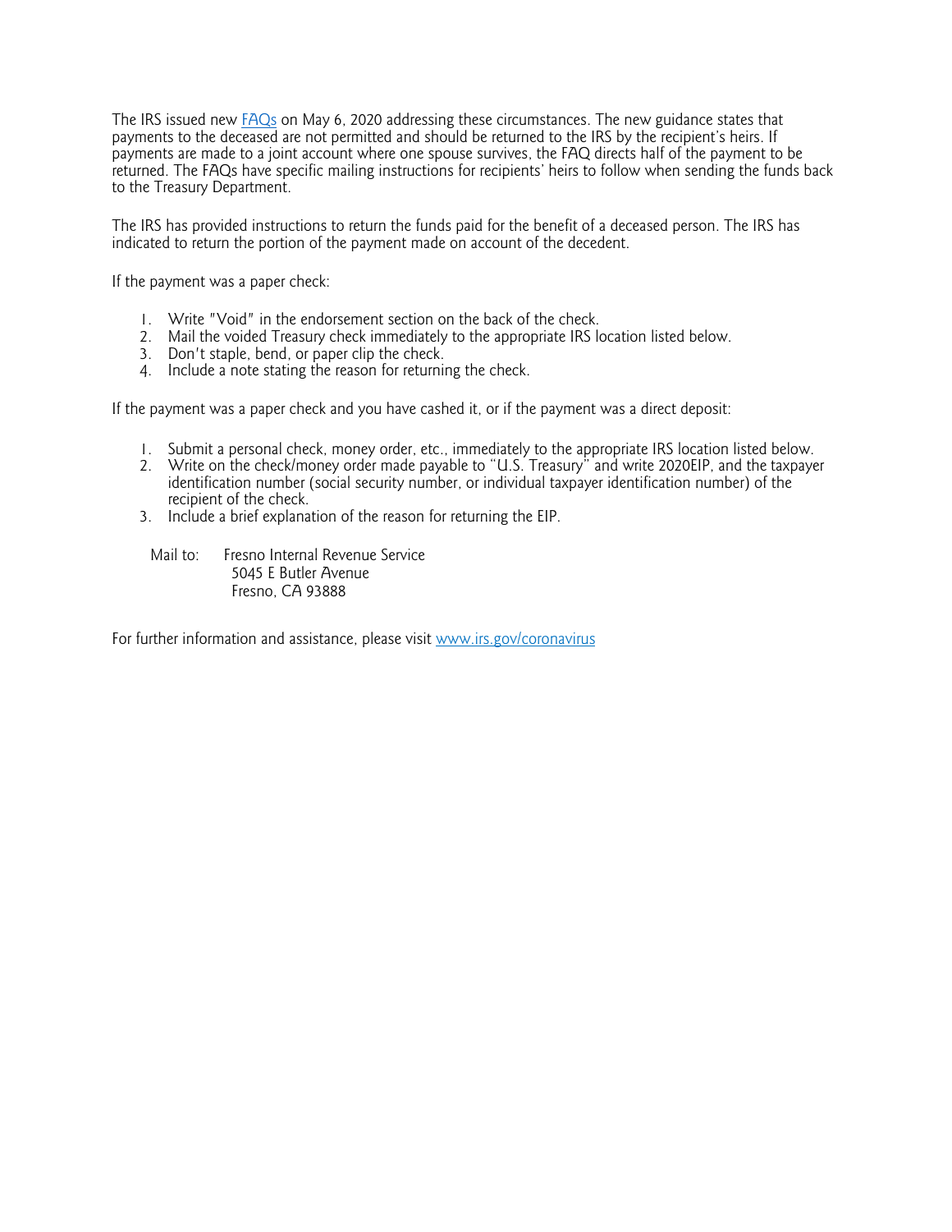The IRS issued new [FAQs](FAQs) on May 6, 2020 addressing these circumstances. The new guidance states that payments to the deceased are not permitted and should be returned to the IRS by the recipient's heirs. If payments are made to a joint account where one spouse survives, the FAQ directs half of the payment to be returned. The FAQs have specific mailing instructions for recipients' heirs to follow when sending the funds back to the Treasury Department.

The IRS has provided instructions to return the funds paid for the benefit of a deceased person. The IRS has indicated to return the portion of the payment made on account of the decedent.

If the payment was a paper check:

1. Write "Void" in the endorsement section on the back of the check.
2. Mail the voided Treasury check immediately to the appropriate IRS location listed below.
3. Don't staple, bend, or paper clip the check.
4. Include a note stating the reason for returning the check.

If the payment was a paper check and you have cashed it, or if the payment was a direct deposit:

1. Submit a personal check, money order, etc., immediately to the appropriate IRS location listed below.
2. Write on the check/money order made payable to "U.S. Treasury" and write 2020EIP, and the taxpayer identification number (social security number, or individual taxpayer identification number) of the recipient of the check.
3. Include a brief explanation of the reason for returning the EIP.

Mail to: Fresno Internal Revenue Service
5045 E Butler Avenue
Fresno, CA 93888

For further information and assistance, please visit [www.irs.gov/coronavirus](www.irs.gov/coronavirus)